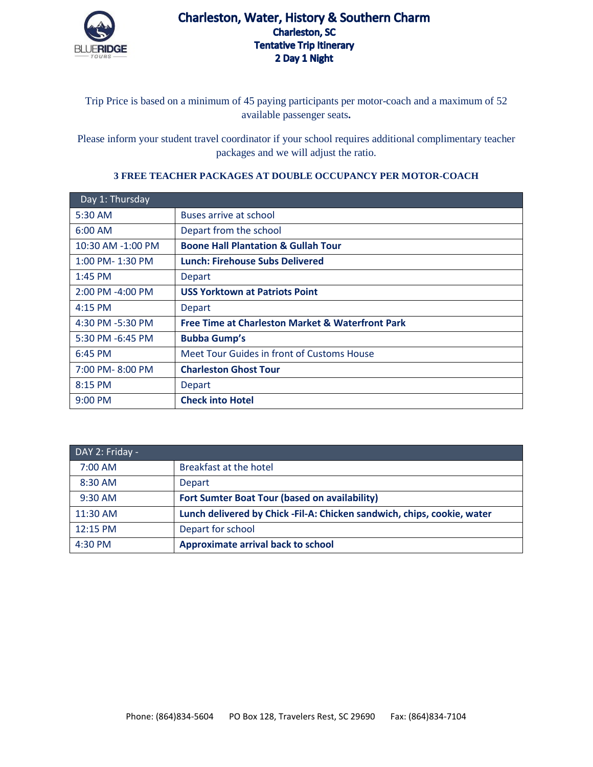# Charleston, Water, History & Southern Charm

**Charleston, SC**
**Tentative Trip Itinerary**
**2 Day 1 Night**

Trip Price is based on a minimum of 45 paying participants per motor-coach and a maximum of 52 available passenger seats**.**

Please inform your student travel coordinator if your school requires additional complimentary teacher packages and we will adjust the ratio.

**3 FREE TEACHER PACKAGES AT DOUBLE OCCUPANCY PER MOTOR-COACH**

| Day 1: Thursday | |
|---|---|
| 5:30 AM | Buses arrive at school |
| 6:00 AM | Depart from the school |
| 10:30 AM -1:00 PM | **Boone Hall Plantation & Gullah Tour** |
| 1:00 PM- 1:30 PM | **Lunch: Firehouse Subs Delivered** |
| 1:45 PM | Depart |
| 2:00 PM -4:00 PM | **USS Yorktown at Patriots Point** |
| 4:15 PM | Depart |
| 4:30 PM -5:30 PM | **Free Time at Charleston Market & Waterfront Park** |
| 5:30 PM -6:45 PM | **Bubba Gump's** |
| 6:45 PM | Meet Tour Guides in front of Customs House |
| 7:00 PM- 8:00 PM | **Charleston Ghost Tour** |
| 8:15 PM | Depart |
| 9:00 PM | **Check into Hotel** |

| DAY 2: Friday - | |
|---|---|
| 7:00 AM | Breakfast at the hotel |
| 8:30 AM | Depart |
| 9:30 AM | **Fort Sumter Boat Tour (based on availability)** |
| 11:30 AM | **Lunch delivered by Chick -Fil-A: Chicken sandwich, chips, cookie, water** |
| 12:15 PM | Depart for school |
| 4:30 PM | **Approximate arrival back to school** |

Phone: (864)834-5604 PO Box 128, Travelers Rest, SC 29690 Fax: (864)834-7104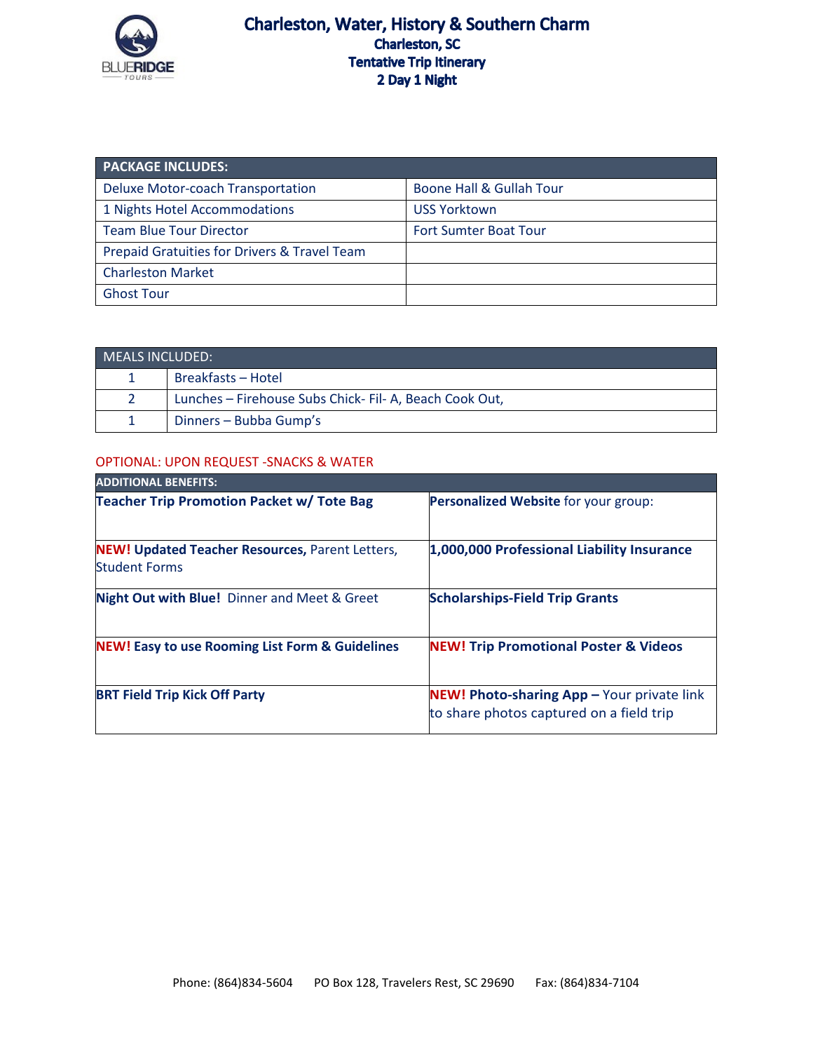# Charleston, Water, History & Southern Charm

### Charleston, SC
### Tentative Trip Itinerary
### 2 Day 1 Night

| PACKAGE INCLUDES: | |
|---|---|
| Deluxe Motor-coach Transportation | Boone Hall & Gullah Tour |
| 1 Nights Hotel Accommodations | USS Yorktown |
| Team Blue Tour Director | Fort Sumter Boat Tour |
| Prepaid Gratuities for Drivers & Travel Team | |
| Charleston Market | |
| Ghost Tour | |

| MEALS INCLUDED: | |
|---|---|
| 1 | Breakfasts – Hotel |
| 2 | Lunches – Firehouse Subs Chick- Fil- A, Beach Cook Out, |
| 1 | Dinners – Bubba Gump's |

OPTIONAL: UPON REQUEST -SNACKS & WATER

| ADDITIONAL BENEFITS: | |
|---|---|
| **Teacher Trip Promotion Packet w/ Tote Bag** | **Personalized Website** for your group: |
| **NEW! Updated Teacher Resources,** Parent Letters, Student Forms | **1,000,000 Professional Liability Insurance** |
| **Night Out with Blue!** Dinner and Meet & Greet | **Scholarships-Field Trip Grants** |
| **NEW! Easy to use Rooming List Form & Guidelines** | **NEW! Trip Promotional Poster & Videos** |
| **BRT Field Trip Kick Off Party** | **NEW! Photo-sharing App –** Your private link to share photos captured on a field trip |

Phone: (864)834-5604 PO Box 128, Travelers Rest, SC 29690 Fax: (864)834-7104